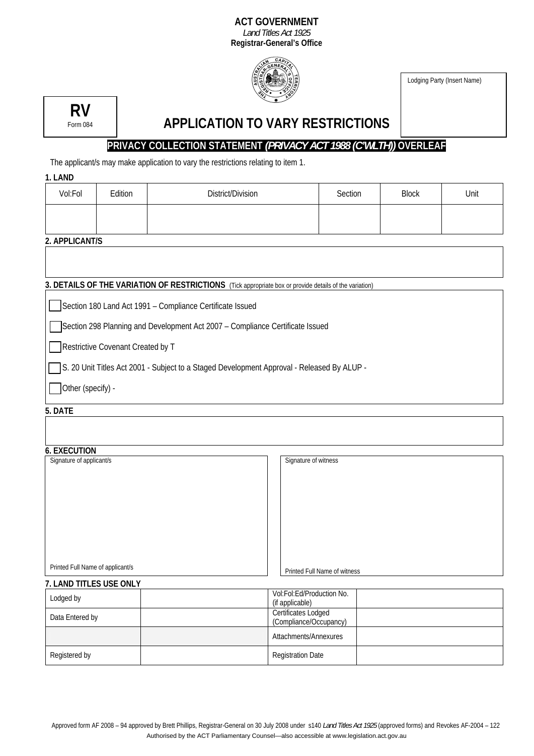**ACT GOVERNMENT**
*Land Titles Act 1925*
**Registrar-General's Office**

| Lodging Party (Insert Name) |
|---|
| |

| **RV** Form 084 |
|---|

# APPLICATION TO VARY RESTRICTIONS

**PRIVACY COLLECTION STATEMENT *(PRIVACY ACT 1988 (C'WLTH))* OVERLEAF**

The applicant/s may make application to vary the restrictions relating to item 1.

**1. LAND**

| Vol:Fol | Edition | District/Division | Section | Block | Unit |
|---|---|---|---|---|---|
| | | | | | |

**2. APPLICANT/S**

| |
|---|
| |

**3. DETAILS OF THE VARIATION OF RESTRICTIONS** (Tick appropriate box or provide details of the variation)

- ☐ Section 180 Land Act 1991 – Compliance Certificate Issued
- ☐ Section 298 Planning and Development Act 2007 – Compliance Certificate Issued
- ☐ Restrictive Covenant Created by T
- ☐ S. 20 Unit Titles Act 2001 - Subject to a Staged Development Approval - Released By ALUP -
- ☐ Other (specify) -

**5. DATE**

| |
|---|
| |

**6. EXECUTION**

| Signature of applicant/s | Signature of witness |
|---|---|
| | |
| Printed Full Name of applicant/s | Printed Full Name of witness |

**7. LAND TITLES USE ONLY**

| Lodged by | | Vol:Fol:Ed/Production No. (if applicable) | |
|---|---|---|---|
| Data Entered by | | Certificates Lodged (Compliance/Occupancy) | |
| | | Attachments/Annexures | |
| Registered by | | Registration Date | |

Approved form AF 2008 – 94 approved by Brett Phillips, Registrar-General on 30 July 2008 under s140 *Land Titles Act 1925* (approved forms) and Revokes AF-2004 – 122
Authorised by the ACT Parliamentary Counsel—also accessible at www.legislation.act.gov.au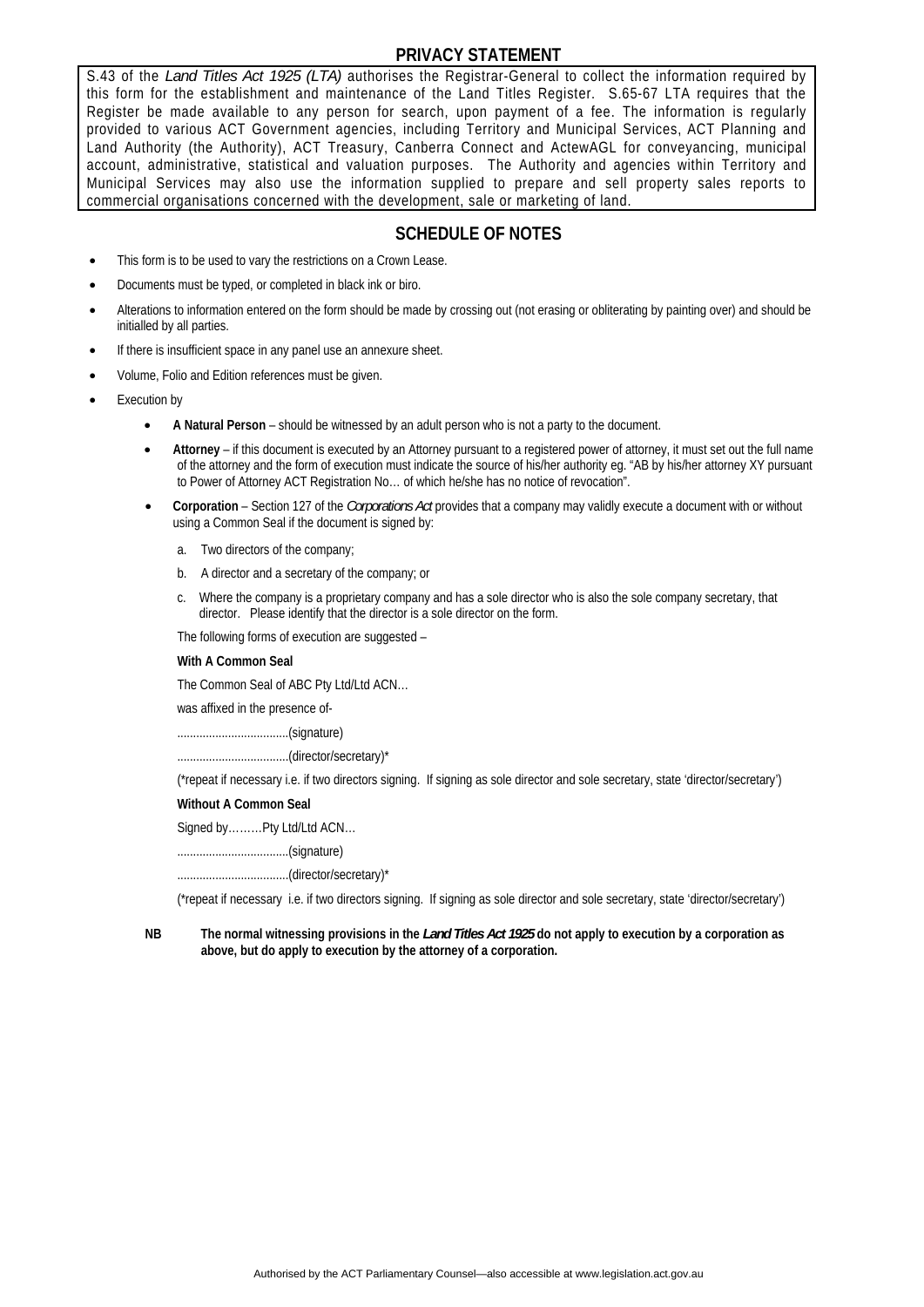## PRIVACY STATEMENT

S.43 of the *Land Titles Act 1925 (LTA)* authorises the Registrar-General to collect the information required by this form for the establishment and maintenance of the Land Titles Register. S.65-67 LTA requires that the Register be made available to any person for search, upon payment of a fee. The information is regularly provided to various ACT Government agencies, including Territory and Municipal Services, ACT Planning and Land Authority (the Authority), ACT Treasury, Canberra Connect and ActewAGL for conveyancing, municipal account, administrative, statistical and valuation purposes. The Authority and agencies within Territory and Municipal Services may also use the information supplied to prepare and sell property sales reports to commercial organisations concerned with the development, sale or marketing of land.

## SCHEDULE OF NOTES

- This form is to be used to vary the restrictions on a Crown Lease.
- Documents must be typed, or completed in black ink or biro.
- Alterations to information entered on the form should be made by crossing out (not erasing or obliterating by painting over) and should be initialled by all parties.
- If there is insufficient space in any panel use an annexure sheet.
- Volume, Folio and Edition references must be given.
- Execution by
  - **A Natural Person** – should be witnessed by an adult person who is not a party to the document.
  - **Attorney** – if this document is executed by an Attorney pursuant to a registered power of attorney, it must set out the full name of the attorney and the form of execution must indicate the source of his/her authority eg. "AB by his/her attorney XY pursuant to Power of Attorney ACT Registration No… of which he/she has no notice of revocation".
  - **Corporation** – Section 127 of the *Corporations Act* provides that a company may validly execute a document with or without using a Common Seal if the document is signed by:

    a. Two directors of the company;

    b. A director and a secretary of the company; or

    c. Where the company is a proprietary company and has a sole director who is also the sole company secretary, that director. Please identify that the director is a sole director on the form.

    The following forms of execution are suggested –

    **With A Common Seal**

    The Common Seal of ABC Pty Ltd/Ltd ACN…

    was affixed in the presence of-

    ...................................(signature)

    ...................................(director/secretary)*

    (*repeat if necessary i.e. if two directors signing. If signing as sole director and sole secretary, state 'director/secretary')

    **Without A Common Seal**

    Signed by………Pty Ltd/Ltd ACN…

    ...................................(signature)

    ...................................(director/secretary)*

    (*repeat if necessary i.e. if two directors signing. If signing as sole director and sole secretary, state 'director/secretary')

**NB** **The normal witnessing provisions in the *Land Titles Act 1925* do not apply to execution by a corporation as above, but do apply to execution by the attorney of a corporation.**